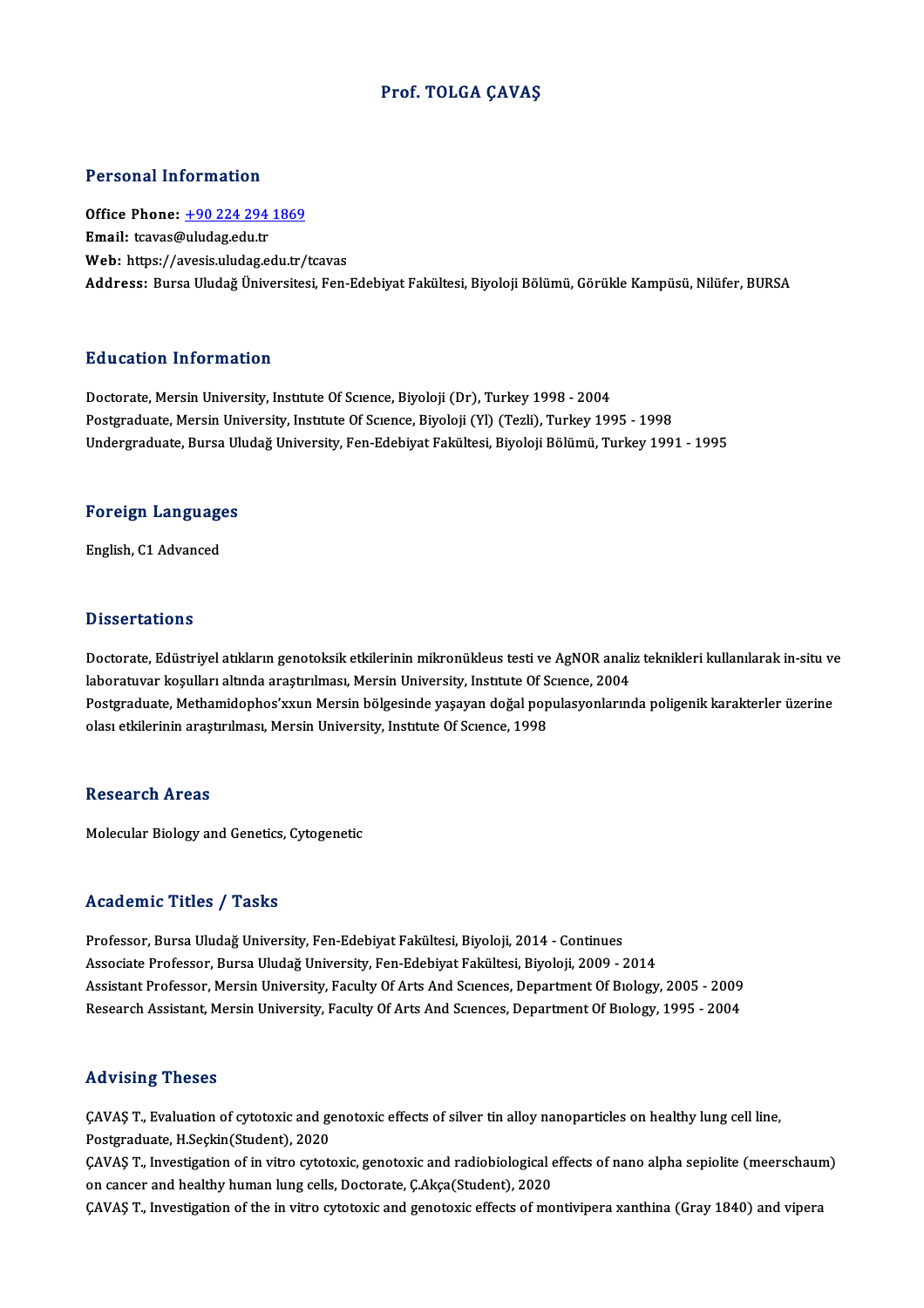# Prof. TOLGA ÇAVAŞ

## Personal Information

**Office Phone:** +90 224 294 1869
**Email:** tcavas@uludag.edu.tr
**Web:** https://avesis.uludag.edu.tr/tcavas
**Address:** Bursa Uludağ Üniversitesi, Fen-Edebiyat Fakültesi, Biyoloji Bölümü, Görükle Kampüsü, Nilüfer, BURSA

## Education Information

Doctorate, Mersin University, Instıtute Of Scıence, Biyoloji (Dr), Turkey 1998 - 2004
Postgraduate, Mersin University, Instıtute Of Scıence, Biyoloji (Yl) (Tezli), Turkey 1995 - 1998
Undergraduate, Bursa Uludağ University, Fen-Edebiyat Fakültesi, Biyoloji Bölümü, Turkey 1991 - 1995

## Foreign Languages

English, C1 Advanced

## Dissertations

Doctorate, Edüstriyel atıkların genotoksik etkilerinin mikronükleus testi ve AgNOR analiz teknikleri kullanılarak in-situ ve laboratuvar koşulları altında araştırılması, Mersin University, Instıtute Of Scıence, 2004
Postgraduate, Methamidophos'xxun Mersin bölgesinde yaşayan doğal populasyonlarında poligenik karakterler üzerine olası etkilerinin araştırılması, Mersin University, Instıtute Of Scıence, 1998

## Research Areas

Molecular Biology and Genetics, Cytogenetic

## Academic Titles / Tasks

Professor, Bursa Uludağ University, Fen-Edebiyat Fakültesi, Biyoloji, 2014 - Continues
Associate Professor, Bursa Uludağ University, Fen-Edebiyat Fakültesi, Biyoloji, 2009 - 2014
Assistant Professor, Mersin University, Faculty Of Arts And Scıences, Department Of Bıology, 2005 - 2009
Research Assistant, Mersin University, Faculty Of Arts And Scıences, Department Of Bıology, 1995 - 2004

## Advising Theses

ÇAVAŞ T., Evaluation of cytotoxic and genotoxic effects of silver tin alloy nanoparticles on healthy lung cell line, Postgraduate, H.Seçkin(Student), 2020
ÇAVAŞ T., Investigation of in vitro cytotoxic, genotoxic and radiobiological effects of nano alpha sepiolite (meerschaum) on cancer and healthy human lung cells, Doctorate, Ç.Akça(Student), 2020
ÇAVAŞ T., Investigation of the in vitro cytotoxic and genotoxic effects of montivipera xanthina (Gray 1840) and vipera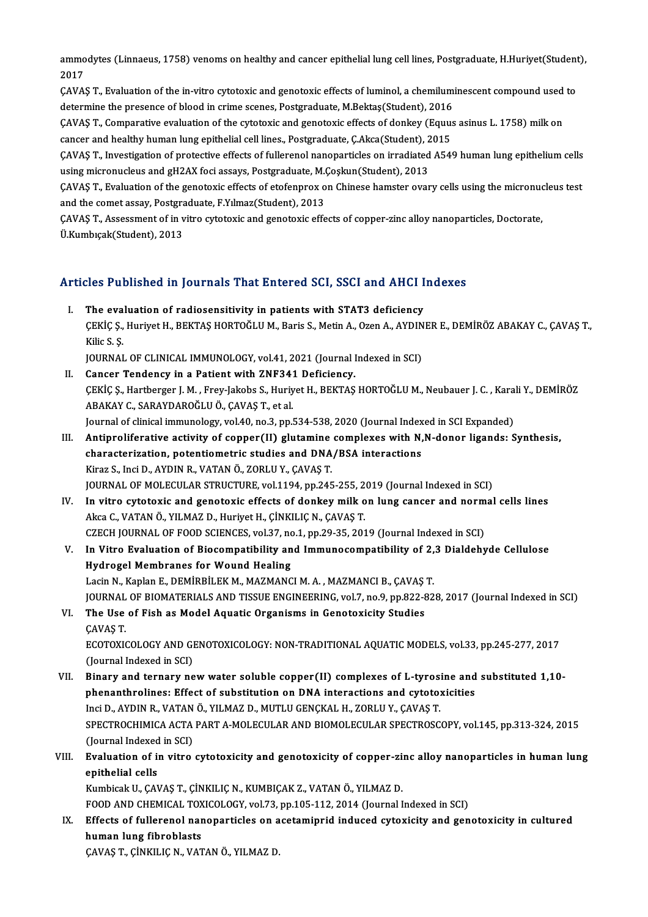ammodytes (Linnaeus, 1758) venoms on healthy and cancer epithelial lung cell lines, Postgraduate, H.Huriyet(Student), 2017

ÇAVAŞ T., Evaluation of the in-vitro cytotoxic and genotoxic effects of luminol, a chemiluminescent compound used to determine the presence of blood in crime scenes, Postgraduate, M.Bektaş(Student), 2016

ÇAVAŞ T., Comparative evaluation of the cytotoxic and genotoxic effects of donkey (Equus asinus L. 1758) milk on cancer and healthy human lung epithelial cell lines., Postgraduate, Ç.Akca(Student), 2015

ÇAVAŞ T., Investigation of protective effects of fullerenol nanoparticles on irradiated A549 human lung epithelium cells using micronucleus and gH2AX foci assays, Postgraduate, M.Çoşkun(Student), 2013

ÇAVAŞ T., Evaluation of the genotoxic effects of etofenprox on Chinese hamster ovary cells using the micronucleus test and the comet assay, Postgraduate, F.Yılmaz(Student), 2013

ÇAVAŞ T., Assessment of in vitro cytotoxic and genotoxic effects of copper-zinc alloy nanoparticles, Doctorate, Ü.Kumbıçak(Student), 2013

## Articles Published in Journals That Entered SCI, SSCI and AHCI Indexes

I. **The evaluation of radiosensitivity in patients with STAT3 deficiency**
ÇEKİÇ Ş., Huriyet H., BEKTAŞ HORTOĞLU M., Baris S., Metin A., Ozen A., AYDINER E., DEMİRÖZ ABAKAY C., ÇAVAŞ T., Kilic S. Ş.
JOURNAL OF CLINICAL IMMUNOLOGY, vol.41, 2021 (Journal Indexed in SCI)

II. **Cancer Tendency in a Patient with ZNF341 Deficiency.**
ÇEKİÇ Ş., Hartberger J. M. , Frey-Jakobs S., Huriyet H., BEKTAŞ HORTOĞLU M., Neubauer J. C. , Karali Y., DEMİRÖZ ABAKAY C., SARAYDAROĞLU Ö., ÇAVAŞ T., et al.
Journal of clinical immunology, vol.40, no.3, pp.534-538, 2020 (Journal Indexed in SCI Expanded)

III. **Antiproliferative activity of copper(II) glutamine complexes with N,N-donor ligands: Synthesis, characterization, potentiometric studies and DNA/BSA interactions**
Kiraz S., Inci D., AYDIN R., VATAN Ö., ZORLU Y., ÇAVAŞ T.
JOURNAL OF MOLECULAR STRUCTURE, vol.1194, pp.245-255, 2019 (Journal Indexed in SCI)

IV. **In vitro cytotoxic and genotoxic effects of donkey milk on lung cancer and normal cells lines**
Akca C., VATAN Ö., YILMAZ D., Huriyet H., ÇİNKILIÇ N., ÇAVAŞ T.
CZECH JOURNAL OF FOOD SCIENCES, vol.37, no.1, pp.29-35, 2019 (Journal Indexed in SCI)

V. **In Vitro Evaluation of Biocompatibility and Immunocompatibility of 2,3 Dialdehyde Cellulose Hydrogel Membranes for Wound Healing**
Lacin N., Kaplan E., DEMİRBİLEK M., MAZMANCI M. A. , MAZMANCI B., ÇAVAŞ T.
JOURNAL OF BIOMATERIALS AND TISSUE ENGINEERING, vol.7, no.9, pp.822-828, 2017 (Journal Indexed in SCI)

VI. **The Use of Fish as Model Aquatic Organisms in Genotoxicity Studies**
ÇAVAŞ T.
ECOTOXICOLOGY AND GENOTOXICOLOGY: NON-TRADITIONAL AQUATIC MODELS, vol.33, pp.245-277, 2017 (Journal Indexed in SCI)

VII. **Binary and ternary new water soluble copper(II) complexes of L-tyrosine and substituted 1,10-phenanthrolines: Effect of substitution on DNA interactions and cytotoxicities**
Inci D., AYDIN R., VATAN Ö., YILMAZ D., MUTLU GENÇKAL H., ZORLU Y., ÇAVAŞ T.
SPECTROCHIMICA ACTA PART A-MOLECULAR AND BIOMOLECULAR SPECTROSCOPY, vol.145, pp.313-324, 2015 (Journal Indexed in SCI)

VIII. **Evaluation of in vitro cytotoxicity and genotoxicity of copper-zinc alloy nanoparticles in human lung epithelial cells**
Kumbicak U., ÇAVAŞ T., ÇİNKILIÇ N., KUMBIÇAK Z., VATAN Ö., YILMAZ D.
FOOD AND CHEMICAL TOXICOLOGY, vol.73, pp.105-112, 2014 (Journal Indexed in SCI)

IX. **Effects of fullerenol nanoparticles on acetamiprid induced cytoxicity and genotoxicity in cultured human lung fibroblasts**
ÇAVAŞ T., ÇİNKILIÇ N., VATAN Ö., YILMAZ D.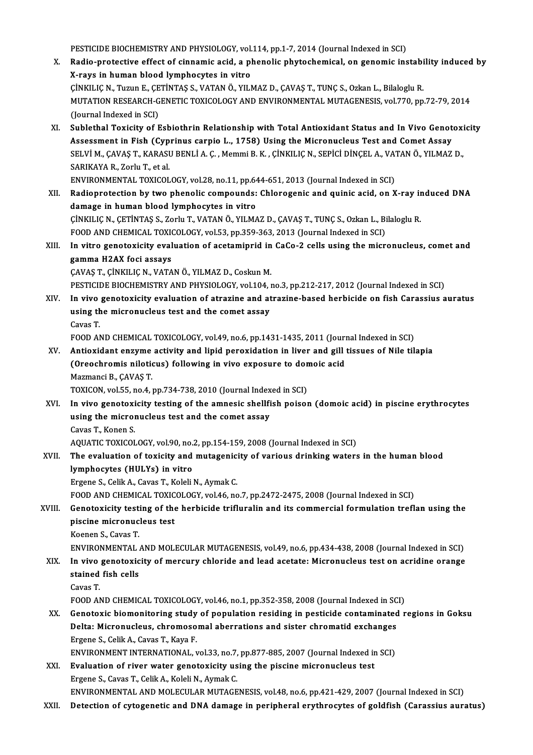PESTICIDE BIOCHEMISTRY AND PHYSIOLOGY, vol.114, pp.1-7, 2014 (Journal Indexed in SCI)

X. **Radio-protective effect of cinnamic acid, a phenolic phytochemical, on genomic instability induced by X-rays in human blood lymphocytes in vitro**
ÇİNKILIÇ N., Tuzun E., ÇETİNTAŞ S., VATAN Ö., YILMAZ D., ÇAVAŞ T., TUNÇ S., Ozkan L., Bilaloglu R.
MUTATION RESEARCH-GENETIC TOXICOLOGY AND ENVIRONMENTAL MUTAGENESIS, vol.770, pp.72-79, 2014 (Journal Indexed in SCI)

XI. **Sublethal Toxicity of Esbiothrin Relationship with Total Antioxidant Status and In Vivo Genotoxicity Assessment in Fish (Cyprinus carpio L., 1758) Using the Micronucleus Test and Comet Assay**
SELVİ M., ÇAVAŞ T., KARASU BENLİ A. Ç. , Memmi B. K. , ÇİNKILIÇ N., SEPİCİ DİNÇEL A., VATAN Ö., YILMAZ D., SARIKAYA R., Zorlu T., et al.
ENVIRONMENTAL TOXICOLOGY, vol.28, no.11, pp.644-651, 2013 (Journal Indexed in SCI)

XII. **Radioprotection by two phenolic compounds: Chlorogenic and quinic acid, on X-ray induced DNA damage in human blood lymphocytes in vitro**
ÇİNKILIÇ N., ÇETİNTAŞ S., Zorlu T., VATAN Ö., YILMAZ D., ÇAVAŞ T., TUNÇ S., Ozkan L., Bilaloglu R.
FOOD AND CHEMICAL TOXICOLOGY, vol.53, pp.359-363, 2013 (Journal Indexed in SCI)

XIII. **In vitro genotoxicity evaluation of acetamiprid in CaCo-2 cells using the micronucleus, comet and gamma H2AX foci assays**
ÇAVAŞ T., ÇİNKILIÇ N., VATAN Ö., YILMAZ D., Coskun M.
PESTICIDE BIOCHEMISTRY AND PHYSIOLOGY, vol.104, no.3, pp.212-217, 2012 (Journal Indexed in SCI)

XIV. **In vivo genotoxicity evaluation of atrazine and atrazine-based herbicide on fish Carassius auratus using the micronucleus test and the comet assay**
Cavas T.
FOOD AND CHEMICAL TOXICOLOGY, vol.49, no.6, pp.1431-1435, 2011 (Journal Indexed in SCI)

XV. **Antioxidant enzyme activity and lipid peroxidation in liver and gill tissues of Nile tilapia (Oreochromis niloticus) following in vivo exposure to domoic acid**
Mazmanci B., ÇAVAŞ T.
TOXICON, vol.55, no.4, pp.734-738, 2010 (Journal Indexed in SCI)

XVI. **In vivo genotoxicity testing of the amnesic shellfish poison (domoic acid) in piscine erythrocytes using the micronucleus test and the comet assay**
Cavas T., Konen S.
AQUATIC TOXICOLOGY, vol.90, no.2, pp.154-159, 2008 (Journal Indexed in SCI)

XVII. **The evaluation of toxicity and mutagenicity of various drinking waters in the human blood lymphocytes (HULYs) in vitro**
Ergene S., Celik A., Cavas T., Koleli N., Aymak C.
FOOD AND CHEMICAL TOXICOLOGY, vol.46, no.7, pp.2472-2475, 2008 (Journal Indexed in SCI)

XVIII. **Genotoxicity testing of the herbicide trifluralin and its commercial formulation treflan using the piscine micronucleus test**
Koenen S., Cavas T.
ENVIRONMENTAL AND MOLECULAR MUTAGENESIS, vol.49, no.6, pp.434-438, 2008 (Journal Indexed in SCI)

XIX. **In vivo genotoxicity of mercury chloride and lead acetate: Micronucleus test on acridine orange stained fish cells**
Cavas T.
FOOD AND CHEMICAL TOXICOLOGY, vol.46, no.1, pp.352-358, 2008 (Journal Indexed in SCI)

XX. **Genotoxic biomonitoring study of population residing in pesticide contaminated regions in Goksu Delta: Micronucleus, chromosomal aberrations and sister chromatid exchanges**
Ergene S., Celik A., Cavas T., Kaya F.
ENVIRONMENT INTERNATIONAL, vol.33, no.7, pp.877-885, 2007 (Journal Indexed in SCI)

XXI. **Evaluation of river water genotoxicity using the piscine micronucleus test**
Ergene S., Cavas T., Celik A., Koleli N., Aymak C.
ENVIRONMENTAL AND MOLECULAR MUTAGENESIS, vol.48, no.6, pp.421-429, 2007 (Journal Indexed in SCI)

XXII. **Detection of cytogenetic and DNA damage in peripheral erythrocytes of goldfish (Carassius auratus)**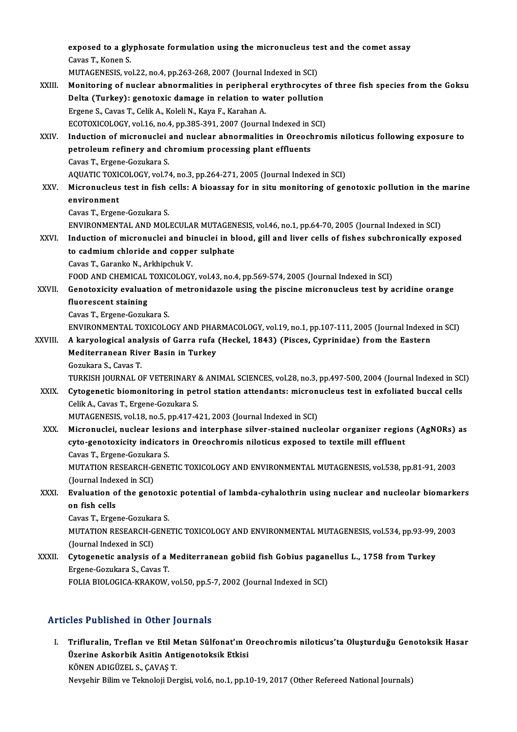exposed to a glyphosate formulation using the micronucleus test and the comet assay
Cavas T., Konen S.
MUTAGENESIS, vol.22, no.4, pp.263-268, 2007 (Journal Indexed in SCI)

XXIII. **Monitoring of nuclear abnormalities in peripheral erythrocytes of three fish species from the Goksu Delta (Turkey): genotoxic damage in relation to water pollution**
Ergene S., Cavas T., Celik A., Koleli N., Kaya F., Karahan A.
ECOTOXICOLOGY, vol.16, no.4, pp.385-391, 2007 (Journal Indexed in SCI)

XXIV. **Induction of micronuclei and nuclear abnormalities in Oreochromis niloticus following exposure to petroleum refinery and chromium processing plant effluents**
Cavas T., Ergene-Gozukara S.
AQUATIC TOXICOLOGY, vol.74, no.3, pp.264-271, 2005 (Journal Indexed in SCI)

XXV. **Micronucleus test in fish cells: A bioassay for in situ monitoring of genotoxic pollution in the marine environment**
Cavas T., Ergene-Gozukara S.
ENVIRONMENTAL AND MOLECULAR MUTAGENESIS, vol.46, no.1, pp.64-70, 2005 (Journal Indexed in SCI)

XXVI. **Induction of micronuclei and binuclei in blood, gill and liver cells of fishes subchronically exposed to cadmium chloride and copper sulphate**
Cavas T., Garanko N., Arkhipchuk V.
FOOD AND CHEMICAL TOXICOLOGY, vol.43, no.4, pp.569-574, 2005 (Journal Indexed in SCI)

XXVII. **Genotoxicity evaluation of metronidazole using the piscine micronucleus test by acridine orange fluorescent staining**
Cavas T., Ergene-Gozukara S.
ENVIRONMENTAL TOXICOLOGY AND PHARMACOLOGY, vol.19, no.1, pp.107-111, 2005 (Journal Indexed in SCI)

XXVIII. **A karyological analysis of Garra rufa (Heckel, 1843) (Pisces, Cyprinidae) from the Eastern Mediterranean River Basin in Turkey**
Gozukara S., Cavas T.
TURKISH JOURNAL OF VETERINARY & ANIMAL SCIENCES, vol.28, no.3, pp.497-500, 2004 (Journal Indexed in SCI)

XXIX. **Cytogenetic biomonitoring in petrol station attendants: micronucleus test in exfoliated buccal cells**
Celik A., Cavas T., Ergene-Gozukara S.
MUTAGENESIS, vol.18, no.5, pp.417-421, 2003 (Journal Indexed in SCI)

XXX. **Micronuclei, nuclear lesions and interphase silver-stained nucleolar organizer regions (AgNORs) as cyto-genotoxicity indicators in Oreochromis niloticus exposed to textile mill effluent**
Cavas T., Ergene-Gozukara S.
MUTATION RESEARCH-GENETIC TOXICOLOGY AND ENVIRONMENTAL MUTAGENESIS, vol.538, pp.81-91, 2003 (Journal Indexed in SCI)

XXXI. **Evaluation of the genotoxic potential of lambda-cyhalothrin using nuclear and nucleolar biomarkers on fish cells**
Cavas T., Ergene-Gozukara S.
MUTATION RESEARCH-GENETIC TOXICOLOGY AND ENVIRONMENTAL MUTAGENESIS, vol.534, pp.93-99, 2003 (Journal Indexed in SCI)

XXXII. **Cytogenetic analysis of a Mediterranean gobiid fish Gobius paganellus L., 1758 from Turkey**
Ergene-Gozukara S., Cavas T.
FOLIA BIOLOGICA-KRAKOW, vol.50, pp.5-7, 2002 (Journal Indexed in SCI)

## Articles Published in Other Journals

I. **Trifluralin, Treflan ve Etil Metan Sülfonat'ın Oreochromis niloticus'ta Oluşturduğu Genotoksik Hasar Üzerine Askorbik Asitin Antigenotoksik Etkisi**
KÖNEN ADIGÜZEL S., ÇAVAŞ T.
Nevşehir Bilim ve Teknoloji Dergisi, vol.6, no.1, pp.10-19, 2017 (Other Refereed National Journals)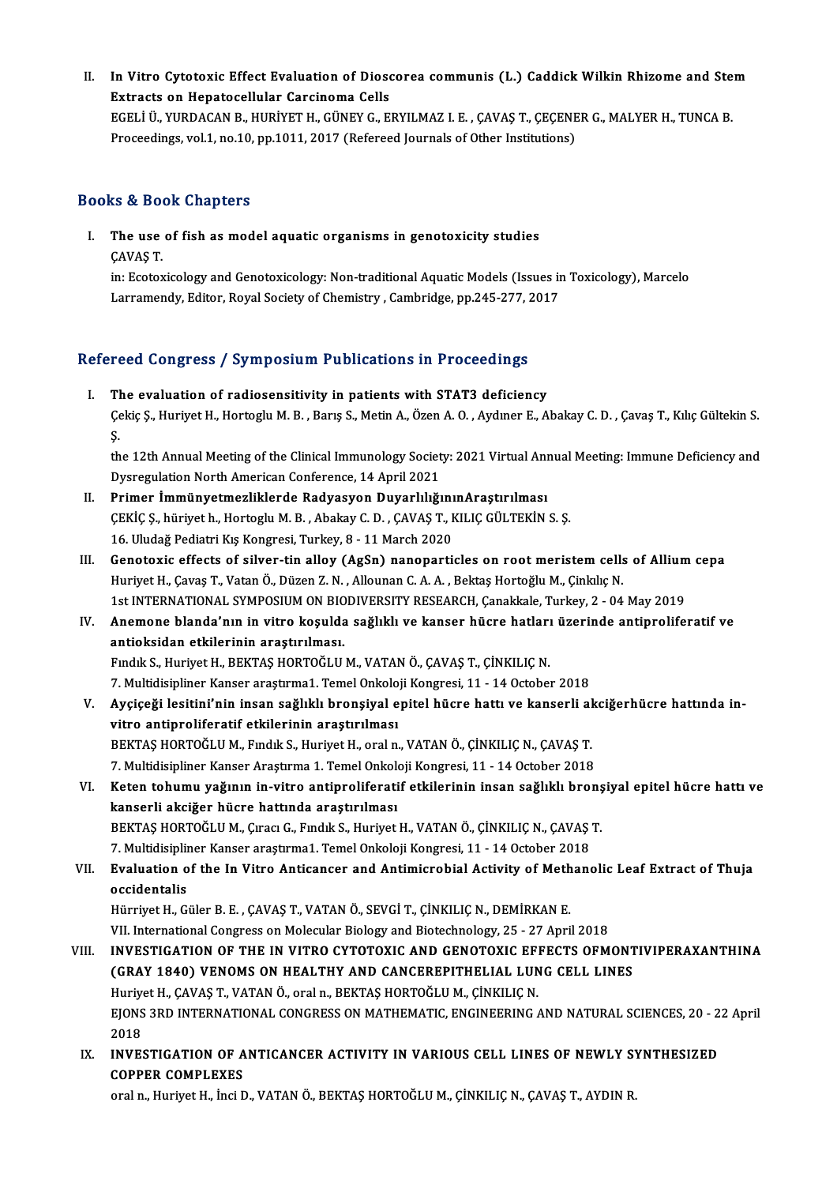II. **In Vitro Cytotoxic Effect Evaluation of Dioscorea communis (L.) Caddick Wilkin Rhizome and Stem Extracts on Hepatocellular Carcinoma Cells**
EGELİ Ü., YURDACAN B., HURİYET H., GÜNEY G., ERYILMAZ I. E. , ÇAVAŞ T., ÇEÇENER G., MALYER H., TUNCA B.
Proceedings, vol.1, no.10, pp.1011, 2017 (Refereed Journals of Other Institutions)

## Books & Book Chapters

I. **The use of fish as model aquatic organisms in genotoxicity studies**
ÇAVAŞ T.
in: Ecotoxicology and Genotoxicology: Non-traditional Aquatic Models (Issues in Toxicology), Marcelo Larramendy, Editor, Royal Society of Chemistry , Cambridge, pp.245-277, 2017

## Refereed Congress / Symposium Publications in Proceedings

I. **The evaluation of radiosensitivity in patients with STAT3 deficiency**
Çekiç Ş., Huriyet H., Hortoglu M. B. , Barış S., Metin A., Özen A. O. , Aydıner E., Abakay C. D. , Çavaş T., Kılıç Gültekin S. Ş.
the 12th Annual Meeting of the Clinical Immunology Society: 2021 Virtual Annual Meeting: Immune Deficiency and Dysregulation North American Conference, 14 April 2021

II. **Primer İmmünyetmezliklerde Radyasyon DuyarlılığınınAraştırılması**
ÇEKİÇ Ş., hüriyet h., Hortoglu M. B. , Abakay C. D. , ÇAVAŞ T., KILIÇ GÜLTEKİN S. Ş.
16. Uludağ Pediatri Kış Kongresi, Turkey, 8 - 11 March 2020

III. **Genotoxic effects of silver-tin alloy (AgSn) nanoparticles on root meristem cells of Allium cepa**
Huriyet H., Çavaş T., Vatan Ö., Düzen Z. N. , Allounan C. A. A. , Bektaş Hortoğlu M., Çinkılıç N.
1st INTERNATIONAL SYMPOSIUM ON BIODIVERSITY RESEARCH, Çanakkale, Turkey, 2 - 04 May 2019

IV. **Anemone blanda'nın in vitro koşulda sağlıklı ve kanser hücre hatları üzerinde antiproliferatif ve antioksidan etkilerinin araştırılması.**
Fındık S., Huriyet H., BEKTAŞ HORTOĞLU M., VATAN Ö., ÇAVAŞ T., ÇİNKILIÇ N.
7. Multidisipliner Kanser araştırma1. Temel Onkoloji Kongresi, 11 - 14 October 2018

V. **Ayçiçeği lesitini'nin insan sağlıklı bronşiyal epitel hücre hattı ve kanserli akciğerhücre hattında in-vitro antiproliferatif etkilerinin araştırılması**
BEKTAŞ HORTOĞLU M., Fındık S., Huriyet H., oral n., VATAN Ö., ÇİNKILIÇ N., ÇAVAŞ T.
7. Multidisipliner Kanser Araştırma 1. Temel Onkoloji Kongresi, 11 - 14 October 2018

VI. **Keten tohumu yağının in-vitro antiproliferatif etkilerinin insan sağlıklı bronşiyal epitel hücre hattı ve kanserli akciğer hücre hattında araştırılması**
BEKTAŞ HORTOĞLU M., Çıracı G., Fındık S., Huriyet H., VATAN Ö., ÇİNKILIÇ N., ÇAVAŞ T.
7. Multidisipliner Kanser araştırma1. Temel Onkoloji Kongresi, 11 - 14 October 2018

VII. **Evaluation of the In Vitro Anticancer and Antimicrobial Activity of Methanolic Leaf Extract of Thuja occidentalis**
Hürriyet H., Güler B. E. , ÇAVAŞ T., VATAN Ö., SEVGİ T., ÇİNKILIÇ N., DEMİRKAN E.
VII. International Congress on Molecular Biology and Biotechnology, 25 - 27 April 2018

VIII. **INVESTIGATION OF THE IN VITRO CYTOTOXIC AND GENOTOXIC EFFECTS OFMONTIVIPERAXANTHINA (GRAY 1840) VENOMS ON HEALTHY AND CANCEREPITHELIAL LUNG CELL LINES**
Huriyet H., ÇAVAŞ T., VATAN Ö., oral n., BEKTAŞ HORTOĞLU M., ÇİNKILIÇ N.
EJONS 3RD INTERNATIONAL CONGRESS ON MATHEMATIC, ENGINEERING AND NATURAL SCIENCES, 20 - 22 April 2018

IX. **INVESTIGATION OF ANTICANCER ACTIVITY IN VARIOUS CELL LINES OF NEWLY SYNTHESIZED COPPER COMPLEXES**
oral n., Huriyet H., İnci D., VATAN Ö., BEKTAŞ HORTOĞLU M., ÇİNKILIÇ N., ÇAVAŞ T., AYDIN R.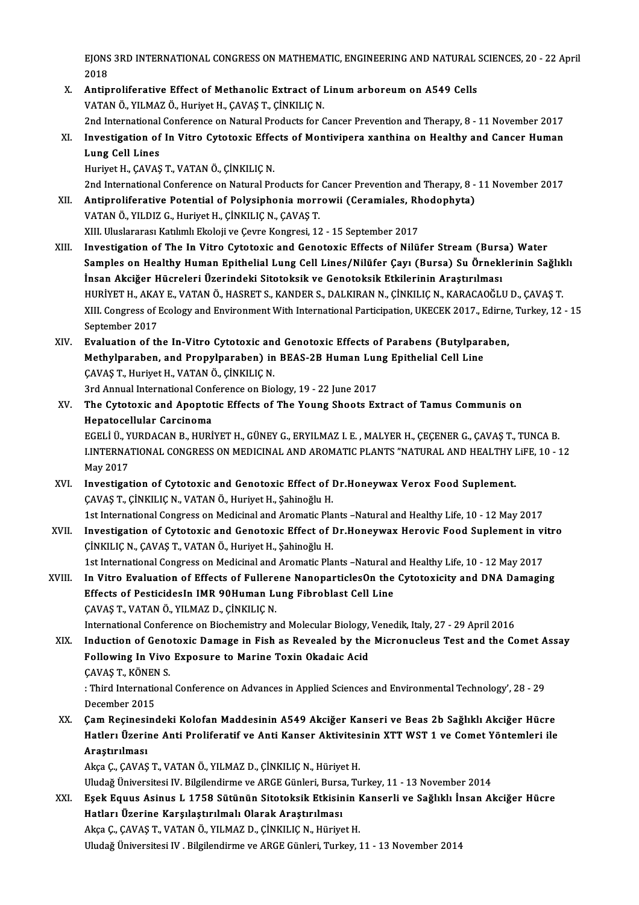EJONS 3RD INTERNATIONAL CONGRESS ON MATHEMATIC, ENGINEERING AND NATURAL SCIENCES, 20 - 22 April 2018

X. **Antiproliferative Effect of Methanolic Extract of Linum arboreum on A549 Cells**
VATAN Ö., YILMAZ Ö., Huriyet H., ÇAVAŞ T., ÇİNKILIÇ N.
2nd International Conference on Natural Products for Cancer Prevention and Therapy, 8 - 11 November 2017

XI. **Investigation of In Vitro Cytotoxic Effects of Montivipera xanthina on Healthy and Cancer Human Lung Cell Lines**
Huriyet H., ÇAVAŞ T., VATAN Ö., ÇİNKILIÇ N.
2nd International Conference on Natural Products for Cancer Prevention and Therapy, 8 - 11 November 2017

XII. **Antiproliferative Potential of Polysiphonia morrowii (Ceramiales, Rhodophyta)**
VATAN Ö., YILDIZ G., Huriyet H., ÇİNKILIÇ N., ÇAVAŞ T.
XIII. Uluslararası Katılımlı Ekoloji ve Çevre Kongresi, 12 - 15 September 2017

XIII. **Investigation of The In Vitro Cytotoxic and Genotoxic Effects of Nilüfer Stream (Bursa) Water Samples on Healthy Human Epithelial Lung Cell Lines/Nilüfer Çayı (Bursa) Su Örneklerinin Sağlıklı İnsan Akciğer Hücreleri Üzerindeki Sitotoksik ve Genotoksik Etkilerinin Araştırılması**
HURİYET H., AKAY E., VATAN Ö., HASRET S., KANDER S., DALKIRAN N., ÇİNKILIÇ N., KARACAOĞLU D., ÇAVAŞ T.
XIII. Congress of Ecology and Environment With International Participation, UKECEK 2017., Edirne, Turkey, 12 - 15 September 2017

XIV. **Evaluation of the In-Vitro Cytotoxic and Genotoxic Effects of Parabens (Butylparaben, Methylparaben, and Propylparaben) in BEAS-2B Human Lung Epithelial Cell Line**
ÇAVAŞ T., Huriyet H., VATAN Ö., ÇİNKILIÇ N.
3rd Annual International Conference on Biology, 19 - 22 June 2017

XV. **The Cytotoxic and Apoptotic Effects of The Young Shoots Extract of Tamus Communis on Hepatocellular Carcinoma**
EGELİ Ü., YURDACAN B., HURİYET H., GÜNEY G., ERYILMAZ I. E. , MALYER H., ÇEÇENER G., ÇAVAŞ T., TUNCA B.
I.INTERNATIONAL CONGRESS ON MEDICINAL AND AROMATIC PLANTS "NATURAL AND HEALTHY LiFE, 10 - 12 May 2017

XVI. **Investigation of Cytotoxic and Genotoxic Effect of Dr.Honeywax Verox Food Suplement.**
ÇAVAŞ T., ÇİNKILIÇ N., VATAN Ö., Huriyet H., Şahinoğlu H.
1st International Congress on Medicinal and Aromatic Plants –Natural and Healthy Life, 10 - 12 May 2017

XVII. **Investigation of Cytotoxic and Genotoxic Effect of Dr.Honeywax Herovic Food Suplement in vitro**
ÇİNKILIÇ N., ÇAVAŞ T., VATAN Ö., Huriyet H., Şahinoğlu H.
1st International Congress on Medicinal and Aromatic Plants –Natural and Healthy Life, 10 - 12 May 2017

XVIII. **In Vitro Evaluation of Effects of Fullerene NanoparticlesOn the Cytotoxicity and DNA Damaging Effects of PesticidesIn IMR 90Human Lung Fibroblast Cell Line**
ÇAVAŞ T., VATAN Ö., YILMAZ D., ÇİNKILIÇ N.
International Conference on Biochemistry and Molecular Biology, Venedik, Italy, 27 - 29 April 2016

XIX. **Induction of Genotoxic Damage in Fish as Revealed by the Micronucleus Test and the Comet Assay Following In Vivo Exposure to Marine Toxin Okadaic Acid**
ÇAVAŞ T., KÖNEN S.
: Third International Conference on Advances in Applied Sciences and Environmental Technology', 28 - 29 December 2015

XX. **Çam Reçinesindeki Kolofan Maddesinin A549 Akciğer Kanseri ve Beas 2b Sağlıklı Akciğer Hücre Hatları Üzerine Anti Proliferatif ve Anti Kanser Aktivitesinin XTT WST 1 ve Comet Yöntemleri ile Araştırılması**
Akça Ç., ÇAVAŞ T., VATAN Ö., YILMAZ D., ÇİNKILIÇ N., Hüriyet H.
Uludağ Üniversitesi IV. Bilgilendirme ve ARGE Günleri, Bursa, Turkey, 11 - 13 November 2014

XXI. **Eşek Equus Asinus L 1758 Sütünün Sitotoksik Etkisinin Kanserli ve Sağlıklı İnsan Akciğer Hücre Hatları Üzerine Karşılaştırılmalı Olarak Araştırılması**
Akça Ç., ÇAVAŞ T., VATAN Ö., YILMAZ D., ÇİNKILIÇ N., Hüriyet H.
Uludağ Üniversitesi IV . Bilgilendirme ve ARGE Günleri, Turkey, 11 - 13 November 2014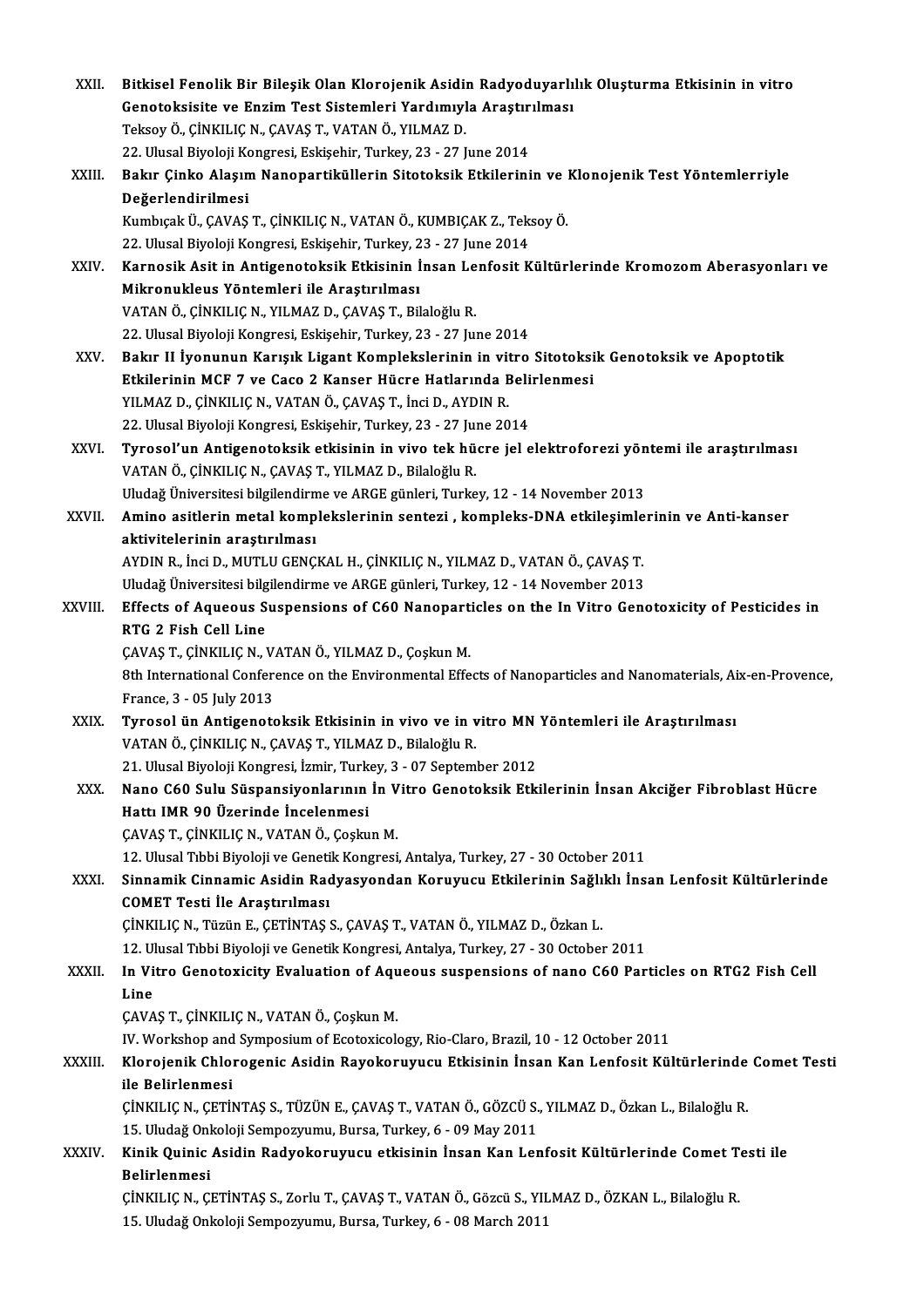XXII. **Bitkisel Fenolik Bir Bileşik Olan Klorojenik Asidin Radyoduyarlılık Oluşturma Etkisinin in vitro Genotoksisite ve Enzim Test Sistemleri Yardımıyla Araştırılması**
Teksoy Ö., ÇİNKILIÇ N., ÇAVAŞ T., VATAN Ö., YILMAZ D.
22. Ulusal Biyoloji Kongresi, Eskişehir, Turkey, 23 - 27 June 2014

XXIII. **Bakır Çinko Alaşım Nanopartiküllerin Sitotoksik Etkilerinin ve Klonojenik Test Yöntemlerriyle Değerlendirilmesi**
Kumbıçak Ü., ÇAVAŞ T., ÇİNKILIÇ N., VATAN Ö., KUMBIÇAK Z., Teksoy Ö.
22. Ulusal Biyoloji Kongresi, Eskişehir, Turkey, 23 - 27 June 2014

XXIV. **Karnosik Asit in Antigenotoksik Etkisinin İnsan Lenfosit Kültürlerinde Kromozom Aberasyonları ve Mikronukleus Yöntemleri ile Araştırılması**
VATAN Ö., ÇİNKILIÇ N., YILMAZ D., ÇAVAŞ T., Bilaloğlu R.
22. Ulusal Biyoloji Kongresi, Eskişehir, Turkey, 23 - 27 June 2014

XXV. **Bakır II İyonunun Karışık Ligant Komplekslerinin in vitro Sitotoksik Genotoksik ve Apoptotik Etkilerinin MCF 7 ve Caco 2 Kanser Hücre Hatlarında Belirlenmesi**
YILMAZ D., ÇİNKILIÇ N., VATAN Ö., ÇAVAŞ T., İnci D., AYDIN R.
22. Ulusal Biyoloji Kongresi, Eskişehir, Turkey, 23 - 27 June 2014

XXVI. **Tyrosol'un Antigenotoksik etkisinin in vivo tek hücre jel elektroforezi yöntemi ile araştırılması**
VATAN Ö., ÇİNKILIÇ N., ÇAVAŞ T., YILMAZ D., Bilaloğlu R.
Uludağ Üniversitesi bilgilendirme ve ARGE günleri, Turkey, 12 - 14 November 2013

XXVII. **Amino asitlerin metal komplekslerinin sentezi , kompleks-DNA etkileşimlerinin ve Anti-kanser aktivitelerinin araştırılması**
AYDIN R., İnci D., MUTLU GENÇKAL H., ÇİNKILIÇ N., YILMAZ D., VATAN Ö., ÇAVAŞ T.
Uludağ Üniversitesi bilgilendirme ve ARGE günleri, Turkey, 12 - 14 November 2013

XXVIII. **Effects of Aqueous Suspensions of C60 Nanoparticles on the In Vitro Genotoxicity of Pesticides in RTG 2 Fish Cell Line**
ÇAVAŞ T., ÇİNKILIÇ N., VATAN Ö., YILMAZ D., Çoşkun M.
8th International Conference on the Environmental Effects of Nanoparticles and Nanomaterials, Aix-en-Provence, France, 3 - 05 July 2013

XXIX. **Tyrosol ün Antigenotoksik Etkisinin in vivo ve in vitro MN Yöntemleri ile Araştırılması**
VATAN Ö., ÇİNKILIÇ N., ÇAVAŞ T., YILMAZ D., Bilaloğlu R.
21. Ulusal Biyoloji Kongresi, İzmir, Turkey, 3 - 07 September 2012

XXX. **Nano C60 Sulu Süspansiyonlarının İn Vitro Genotoksik Etkilerinin İnsan Akciğer Fibroblast Hücre Hattı IMR 90 Üzerinde İncelenmesi**
ÇAVAŞ T., ÇİNKILIÇ N., VATAN Ö., Çoşkun M.
12. Ulusal Tıbbi Biyoloji ve Genetik Kongresi, Antalya, Turkey, 27 - 30 October 2011

XXXI. **Sinnamik Cinnamic Asidin Radyasyondan Koruyucu Etkilerinin Sağlıklı İnsan Lenfosit Kültürlerinde COMET Testi İle Araştırılması**
ÇİNKILIÇ N., Tüzün E., ÇETİNTAŞ S., ÇAVAŞ T., VATAN Ö., YILMAZ D., Özkan L.
12. Ulusal Tıbbi Biyoloji ve Genetik Kongresi, Antalya, Turkey, 27 - 30 October 2011

XXXII. **In Vitro Genotoxicity Evaluation of Aqueous suspensions of nano C60 Particles on RTG2 Fish Cell Line**
ÇAVAŞ T., ÇİNKILIÇ N., VATAN Ö., Çoşkun M.
IV. Workshop and Symposium of Ecotoxicology, Rio-Claro, Brazil, 10 - 12 October 2011

XXXIII. **Klorojenik Chlorogenic Asidin Rayokoruyucu Etkisinin İnsan Kan Lenfosit Kültürlerinde Comet Testi ile Belirlenmesi**
ÇİNKILIÇ N., ÇETİNTAŞ S., TÜZÜN E., ÇAVAŞ T., VATAN Ö., GÖZCÜ S., YILMAZ D., Özkan L., Bilaloğlu R.
15. Uludağ Onkoloji Sempozyumu, Bursa, Turkey, 6 - 09 May 2011

XXXIV. **Kinik Quinic Asidin Radyokoruyucu etkisinin İnsan Kan Lenfosit Kültürlerinde Comet Testi ile Belirlenmesi**
ÇİNKILIÇ N., ÇETİNTAŞ S., Zorlu T., ÇAVAŞ T., VATAN Ö., Gözcü S., YILMAZ D., ÖZKAN L., Bilaloğlu R.
15. Uludağ Onkoloji Sempozyumu, Bursa, Turkey, 6 - 08 March 2011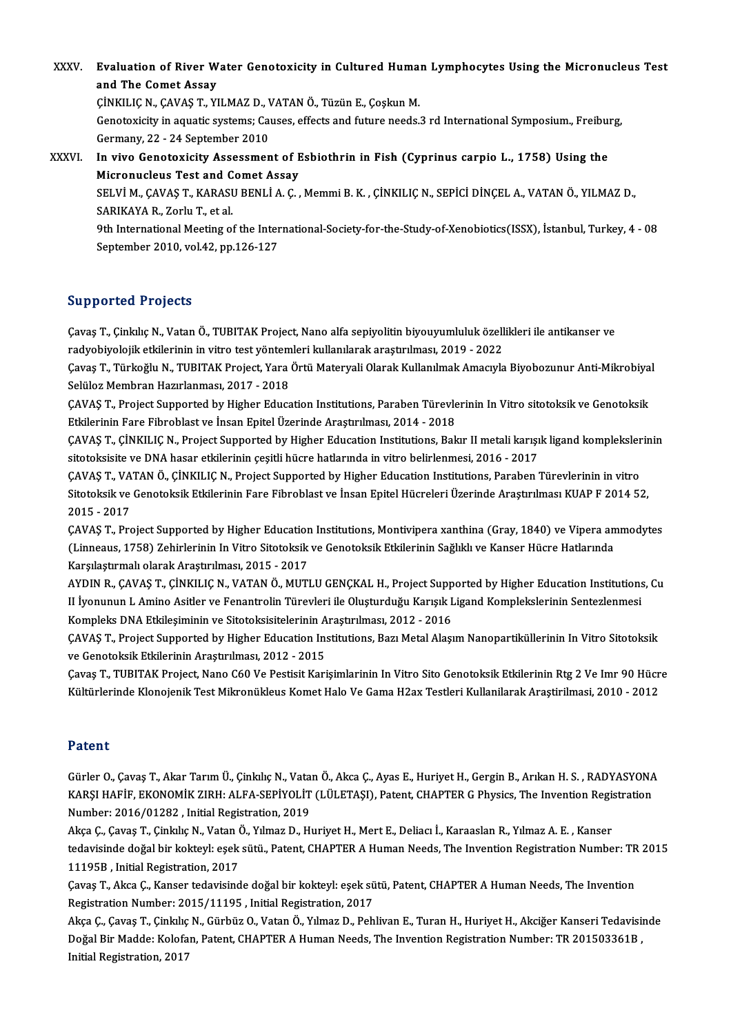XXXV. **Evaluation of River Water Genotoxicity in Cultured Human Lymphocytes Using the Micronucleus Test and The Comet Assay**
ÇİNKILIÇ N., ÇAVAŞ T., YILMAZ D., VATAN Ö., Tüzün E., Çoşkun M.
Genotoxicity in aquatic systems; Causes, effects and future needs.3 rd International Symposium., Freiburg, Germany, 22 - 24 September 2010

XXXVI. **In vivo Genotoxicity Assessment of Esbiothrin in Fish (Cyprinus carpio L., 1758) Using the Micronucleus Test and Comet Assay**
SELVİ M., ÇAVAŞ T., KARASU BENLİ A. Ç. , Memmi B. K. , ÇİNKILIÇ N., SEPİCİ DİNÇEL A., VATAN Ö., YILMAZ D., SARIKAYA R., Zorlu T., et al.
9th International Meeting of the International-Society-for-the-Study-of-Xenobiotics(ISSX), İstanbul, Turkey, 4 - 08 September 2010, vol.42, pp.126-127

## Supported Projects

Çavaş T., Çinkılıç N., Vatan Ö., TUBITAK Project, Nano alfa sepiyolitin biyouyumluluk özellikleri ile antikanser ve radyobiyolojik etkilerinin in vitro test yöntemleri kullanılarak araştırılması, 2019 - 2022

Çavaş T., Türkoğlu N., TUBITAK Project, Yara Örtü Materyali Olarak Kullanılmak Amacıyla Biyobozunur Anti-Mikrobiyal Selüloz Membran Hazırlanması, 2017 - 2018

ÇAVAŞ T., Project Supported by Higher Education Institutions, Paraben Türevlerinin In Vitro sitotoksik ve Genotoksik Etkilerinin Fare Fibroblast ve İnsan Epitel Üzerinde Araştırılması, 2014 - 2018

ÇAVAŞ T., ÇİNKILIÇ N., Project Supported by Higher Education Institutions, Bakır II metali karışık ligand komplekslerinin sitotoksisite ve DNA hasar etkilerinin çeşitli hücre hatlarında in vitro belirlenmesi, 2016 - 2017

ÇAVAŞ T., VATAN Ö., ÇİNKILIÇ N., Project Supported by Higher Education Institutions, Paraben Türevlerinin in vitro Sitotoksik ve Genotoksik Etkilerinin Fare Fibroblast ve İnsan Epitel Hücreleri Üzerinde Araştırılması KUAP F 2014 52, 2015 - 2017

ÇAVAŞ T., Project Supported by Higher Education Institutions, Montivipera xanthina (Gray, 1840) ve Vipera ammodytes (Linneaus, 1758) Zehirlerinin In Vitro Sitotoksik ve Genotoksik Etkilerinin Sağlıklı ve Kanser Hücre Hatlarında Karşılaştırmalı olarak Araştırılması, 2015 - 2017

AYDIN R., ÇAVAŞ T., ÇİNKILIÇ N., VATAN Ö., MUTLU GENÇKAL H., Project Supported by Higher Education Institutions, Cu II İyonunun L Amino Asitler ve Fenantrolin Türevleri ile Oluşturduğu Karışık Ligand Komplekslerinin Sentezlenmesi Kompleks DNA Etkileşiminin ve Sitotoksisitelerinin Araştırılması, 2012 - 2016

ÇAVAŞ T., Project Supported by Higher Education Institutions, Bazı Metal Alaşım Nanopartiküllerinin In Vitro Sitotoksik ve Genotoksik Etkilerinin Araştırılması, 2012 - 2015

Çavaş T., TUBITAK Project, Nano C60 Ve Pestisit Karişimlarinin In Vitro Sito Genotoksik Etkilerinin Rtg 2 Ve Imr 90 Hücre Kültürlerinde Klonojenik Test Mikronükleus Komet Halo Ve Gama H2ax Testleri Kullanilarak Araştirilmasi, 2010 - 2012

## Patent

Gürler O., Çavaş T., Akar Tarım Ü., Çinkılıç N., Vatan Ö., Akca Ç., Ayas E., Huriyet H., Gergin B., Arıkan H. S. , RADYASYONA KARŞI HAFİF, EKONOMİK ZIRH: ALFA-SEPİYOLİT (LÜLETAŞI), Patent, CHAPTER G Physics, The Invention Registration Number: 2016/01282 , Initial Registration, 2019

Akça Ç., Çavaş T., Çinkılıç N., Vatan Ö., Yılmaz D., Huriyet H., Mert E., Deliacı İ., Karaaslan R., Yılmaz A. E. , Kanser tedavisinde doğal bir kokteyl: eşek sütü., Patent, CHAPTER A Human Needs, The Invention Registration Number: TR 2015 11195B , Initial Registration, 2017

Çavaş T., Akca Ç., Kanser tedavisinde doğal bir kokteyl: eşek sütü, Patent, CHAPTER A Human Needs, The Invention Registration Number: 2015/11195 , Initial Registration, 2017

Akça Ç., Çavaş T., Çinkılıç N., Gürbüz O., Vatan Ö., Yılmaz D., Pehlivan E., Turan H., Huriyet H., Akciğer Kanseri Tedavisinde Doğal Bir Madde: Kolofan, Patent, CHAPTER A Human Needs, The Invention Registration Number: TR 201503361B , Initial Registration, 2017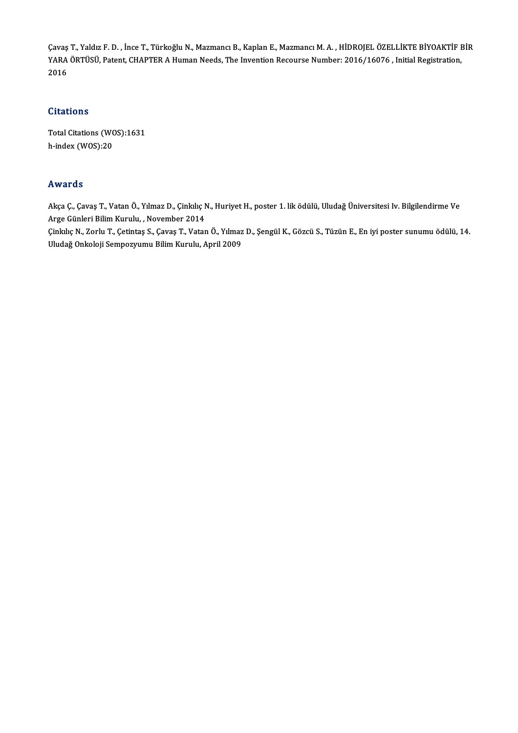Çavaş T., Yaldız F. D. , İnce T., Türkoğlu N., Mazmancı B., Kaplan E., Mazmancı M. A. , HİDROJEL ÖZELLİKTE BİYOAKTİF BİR YARA ÖRTÜSÜ, Patent, CHAPTER A Human Needs, The Invention Recourse Number: 2016/16076 , Initial Registration, 2016

## Citations

Total Citations (WOS):1631
h-index (WOS):20

## Awards

Akça Ç., Çavaş T., Vatan Ö., Yılmaz D., Çinkılıç N., Huriyet H., poster 1. lik ödülü, Uludağ Üniversitesi Iv. Bilgilendirme Ve Arge Günleri Bilim Kurulu, , November 2014

Çinkılıç N., Zorlu T., Çetintaş S., Çavaş T., Vatan Ö., Yılmaz D., Şengül K., Gözcü S., Tüzün E., En iyi poster sunumu ödülü, 14. Uludağ Onkoloji Sempozyumu Bilim Kurulu, April 2009